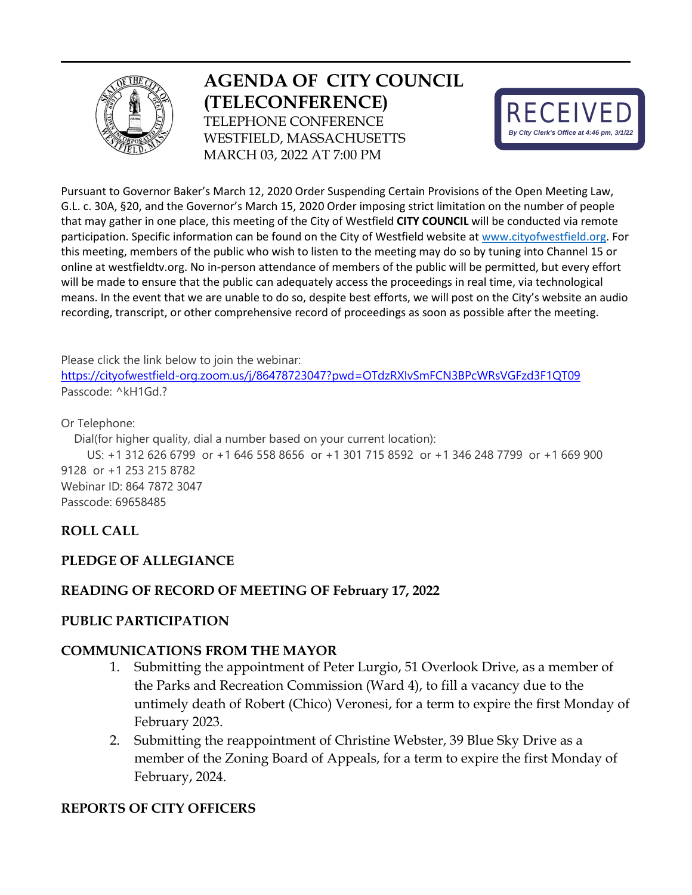# AGENDA OF CITY COUNCIL (TELECONFERENCE)

TELEPHONE CONFERENCE
WESTFIELD, MASSACHUSETTS
MARCH 03, 2022 AT 7:00 PM

RECEIVED
*By City Clerk's Office at 4:46 pm, 3/1/22*

Pursuant to Governor Baker's March 12, 2020 Order Suspending Certain Provisions of the Open Meeting Law, G.L. c. 30A, §20, and the Governor's March 15, 2020 Order imposing strict limitation on the number of people that may gather in one place, this meeting of the City of Westfield **CITY COUNCIL** will be conducted via remote participation. Specific information can be found on the City of Westfield website at www.cityofwestfield.org. For this meeting, members of the public who wish to listen to the meeting may do so by tuning into Channel 15 or online at westfieldtv.org. No in-person attendance of members of the public will be permitted, but every effort will be made to ensure that the public can adequately access the proceedings in real time, via technological means. In the event that we are unable to do so, despite best efforts, we will post on the City's website an audio recording, transcript, or other comprehensive record of proceedings as soon as possible after the meeting.

Please click the link below to join the webinar:
https://cityofwestfield-org.zoom.us/j/86478723047?pwd=OTdzRXIvSmFCN3BPcWRsVGFzd3F1QT09
Passcode: ^kH1Gd.?

Or Telephone:
Dial(for higher quality, dial a number based on your current location):
US: +1 312 626 6799 or +1 646 558 8656 or +1 301 715 8592 or +1 346 248 7799 or +1 669 900 9128 or +1 253 215 8782
Webinar ID: 864 7872 3047
Passcode: 69658485

## ROLL CALL

## PLEDGE OF ALLEGIANCE

## READING OF RECORD OF MEETING OF February 17, 2022

## PUBLIC PARTICIPATION

## COMMUNICATIONS FROM THE MAYOR

1. Submitting the appointment of Peter Lurgio, 51 Overlook Drive, as a member of the Parks and Recreation Commission (Ward 4), to fill a vacancy due to the untimely death of Robert (Chico) Veronesi, for a term to expire the first Monday of February 2023.
2. Submitting the reappointment of Christine Webster, 39 Blue Sky Drive as a member of the Zoning Board of Appeals, for a term to expire the first Monday of February, 2024.

## REPORTS OF CITY OFFICERS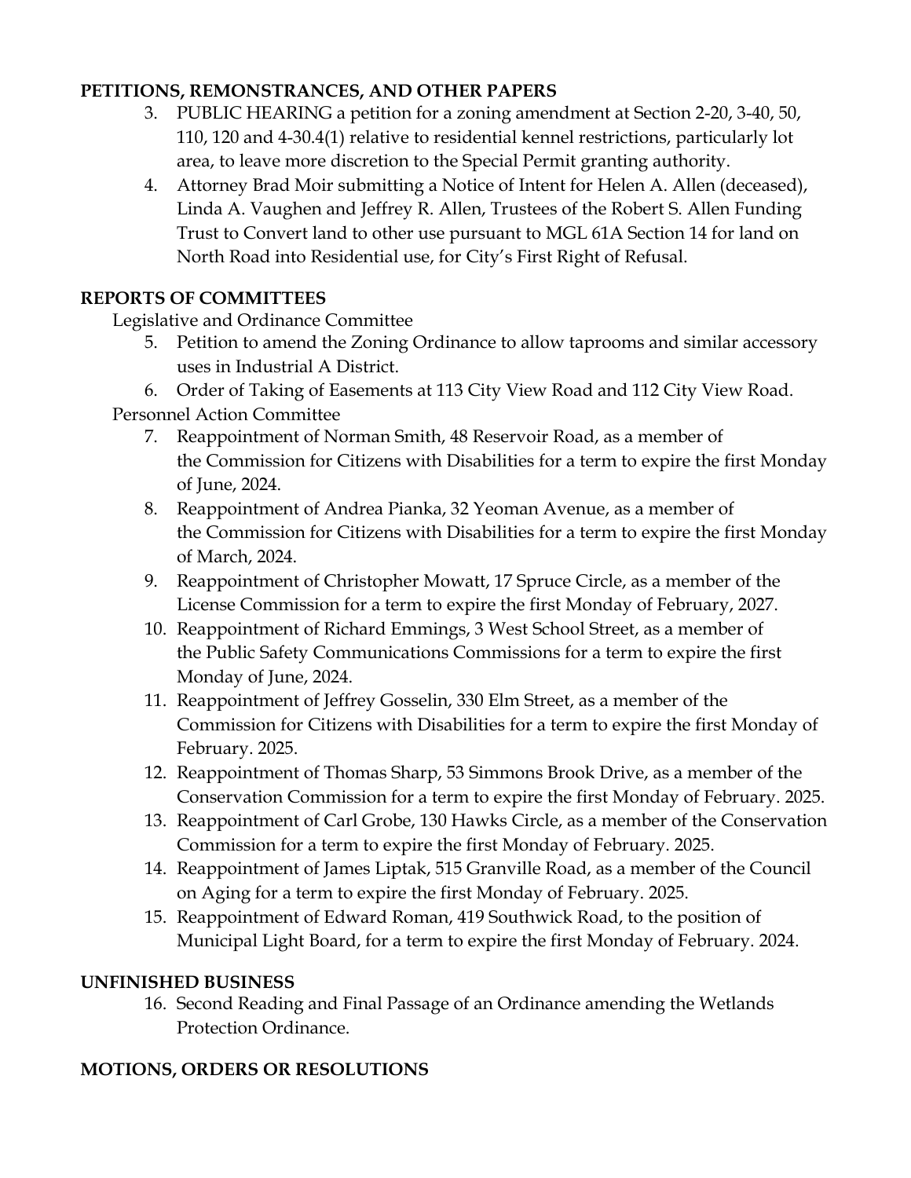**PETITIONS, REMONSTRANCES, AND OTHER PAPERS**

3. PUBLIC HEARING a petition for a zoning amendment at Section 2-20, 3-40, 50, 110, 120 and 4-30.4(1) relative to residential kennel restrictions, particularly lot area, to leave more discretion to the Special Permit granting authority.
4. Attorney Brad Moir submitting a Notice of Intent for Helen A. Allen (deceased), Linda A. Vaughen and Jeffrey R. Allen, Trustees of the Robert S. Allen Funding Trust to Convert land to other use pursuant to MGL 61A Section 14 for land on North Road into Residential use, for City's First Right of Refusal.

**REPORTS OF COMMITTEES**

Legislative and Ordinance Committee

5. Petition to amend the Zoning Ordinance to allow taprooms and similar accessory uses in Industrial A District.
6. Order of Taking of Easements at 113 City View Road and 112 City View Road.

Personnel Action Committee

7. Reappointment of Norman Smith, 48 Reservoir Road, as a member of the Commission for Citizens with Disabilities for a term to expire the first Monday of June, 2024.
8. Reappointment of Andrea Pianka, 32 Yeoman Avenue, as a member of the Commission for Citizens with Disabilities for a term to expire the first Monday of March, 2024.
9. Reappointment of Christopher Mowatt, 17 Spruce Circle, as a member of the License Commission for a term to expire the first Monday of February, 2027.
10. Reappointment of Richard Emmings, 3 West School Street, as a member of the Public Safety Communications Commissions for a term to expire the first Monday of June, 2024.
11. Reappointment of Jeffrey Gosselin, 330 Elm Street, as a member of the Commission for Citizens with Disabilities for a term to expire the first Monday of February. 2025.
12. Reappointment of Thomas Sharp, 53 Simmons Brook Drive, as a member of the Conservation Commission for a term to expire the first Monday of February. 2025.
13. Reappointment of Carl Grobe, 130 Hawks Circle, as a member of the Conservation Commission for a term to expire the first Monday of February. 2025.
14. Reappointment of James Liptak, 515 Granville Road, as a member of the Council on Aging for a term to expire the first Monday of February. 2025.
15. Reappointment of Edward Roman, 419 Southwick Road, to the position of Municipal Light Board, for a term to expire the first Monday of February. 2024.

**UNFINISHED BUSINESS**

16. Second Reading and Final Passage of an Ordinance amending the Wetlands Protection Ordinance.

**MOTIONS, ORDERS OR RESOLUTIONS**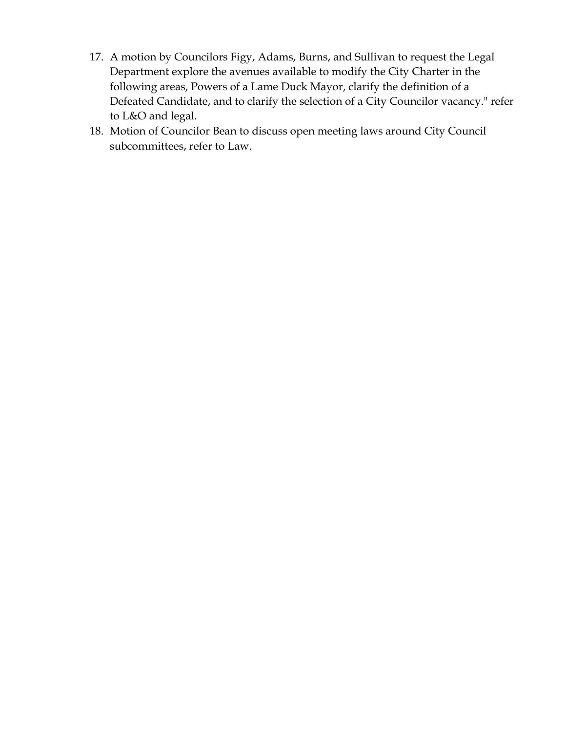17. A motion by Councilors Figy, Adams, Burns, and Sullivan to request the Legal Department explore the avenues available to modify the City Charter in the following areas, Powers of a Lame Duck Mayor, clarify the definition of a Defeated Candidate, and to clarify the selection of a City Councilor vacancy." refer to L&O and legal.
18. Motion of Councilor Bean to discuss open meeting laws around City Council subcommittees, refer to Law.